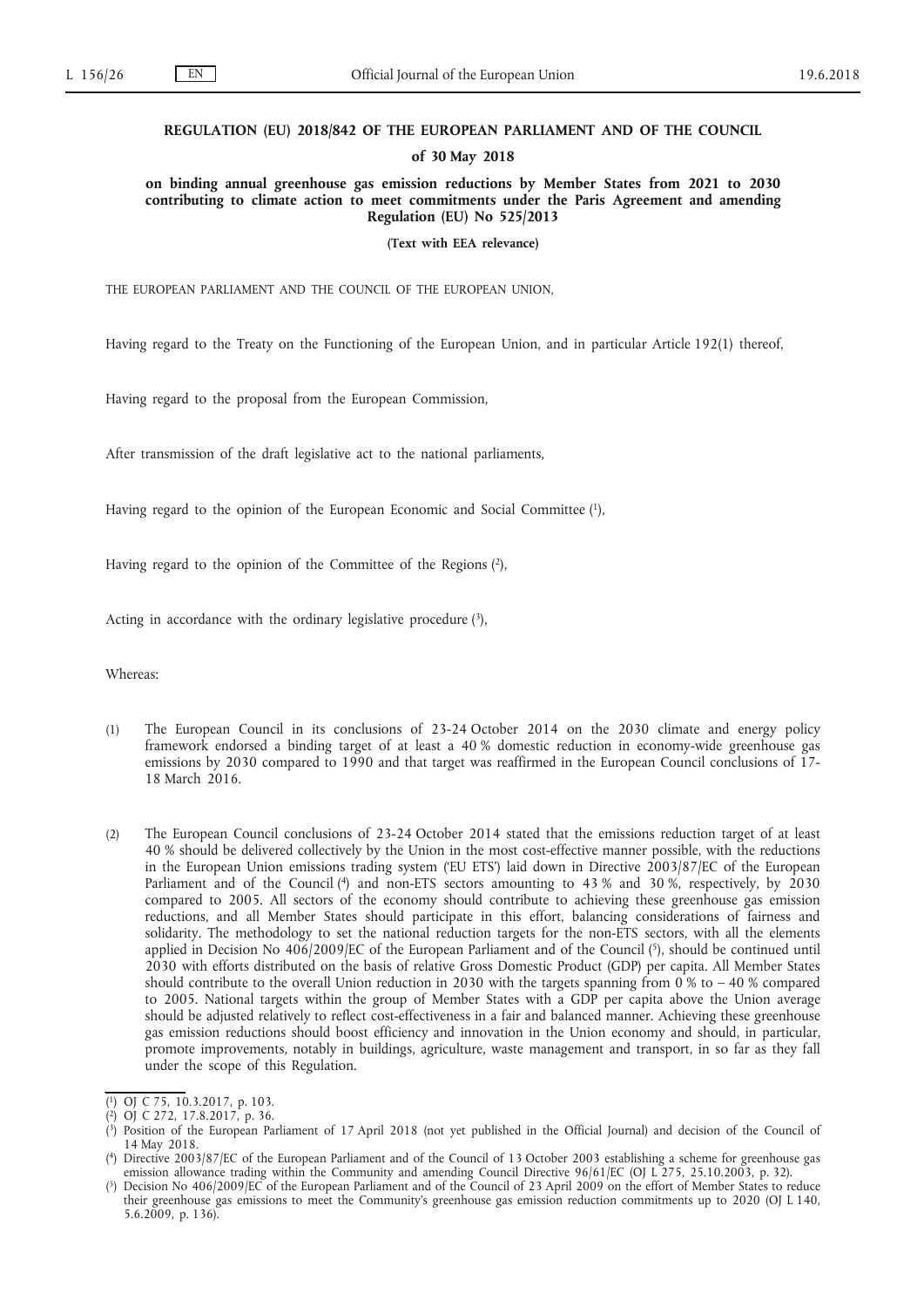**REGULATION (EU) 2018/842 OF THE EUROPEAN PARLIAMENT AND OF THE COUNCIL**

**of 30 May 2018**

**on binding annual greenhouse gas emission reductions by Member States from 2021 to 2030 contributing to climate action to meet commitments under the Paris Agreement and amending Regulation (EU) No 525/2013**

**(Text with EEA relevance)**

THE EUROPEAN PARLIAMENT AND THE COUNCIL OF THE EUROPEAN UNION,

Having regard to the Treaty on the Functioning of the European Union, and in particular Article 192(1) thereof,

Having regard to the proposal from the European Commission,

After transmission of the draft legislative act to the national parliaments,

Having regard to the opinion of the European Economic and Social Committee [1],

Having regard to the opinion of the Committee of the Regions [2],

Acting in accordance with the ordinary legislative procedure [3],

Whereas:

(1) The European Council in its conclusions of 23-24 October 2014 on the 2030 climate and energy policy framework endorsed a binding target of at least a 40 % domestic reduction in economy-wide greenhouse gas emissions by 2030 compared to 1990 and that target was reaffirmed in the European Council conclusions of 17-18 March 2016.

(2) The European Council conclusions of 23-24 October 2014 stated that the emissions reduction target of at least 40 % should be delivered collectively by the Union in the most cost-effective manner possible, with the reductions in the European Union emissions trading system ('EU ETS') laid down in Directive 2003/87/EC of the European Parliament and of the Council [4] and non-ETS sectors amounting to 43 % and 30 %, respectively, by 2030 compared to 2005. All sectors of the economy should contribute to achieving these greenhouse gas emission reductions, and all Member States should participate in this effort, balancing considerations of fairness and solidarity. The methodology to set the national reduction targets for the non-ETS sectors, with all the elements applied in Decision No 406/2009/EC of the European Parliament and of the Council [5], should be continued until 2030 with efforts distributed on the basis of relative Gross Domestic Product (GDP) per capita. All Member States should contribute to the overall Union reduction in 2030 with the targets spanning from 0 % to – 40 % compared to 2005. National targets within the group of Member States with a GDP per capita above the Union average should be adjusted relatively to reflect cost-effectiveness in a fair and balanced manner. Achieving these greenhouse gas emission reductions should boost efficiency and innovation in the Union economy and should, in particular, promote improvements, notably in buildings, agriculture, waste management and transport, in so far as they fall under the scope of this Regulation.

---

[1] OJ C 75, 10.3.2017, p. 103.

[2] OJ C 272, 17.8.2017, p. 36.

[3] Position of the European Parliament of 17 April 2018 (not yet published in the Official Journal) and decision of the Council of 14 May 2018.

[4] Directive 2003/87/EC of the European Parliament and of the Council of 13 October 2003 establishing a scheme for greenhouse gas emission allowance trading within the Community and amending Council Directive 96/61/EC (OJ L 275, 25.10.2003, p. 32).

[5] Decision No 406/2009/EC of the European Parliament and of the Council of 23 April 2009 on the effort of Member States to reduce their greenhouse gas emissions to meet the Community's greenhouse gas emission reduction commitments up to 2020 (OJ L 140, 5.6.2009, p. 136).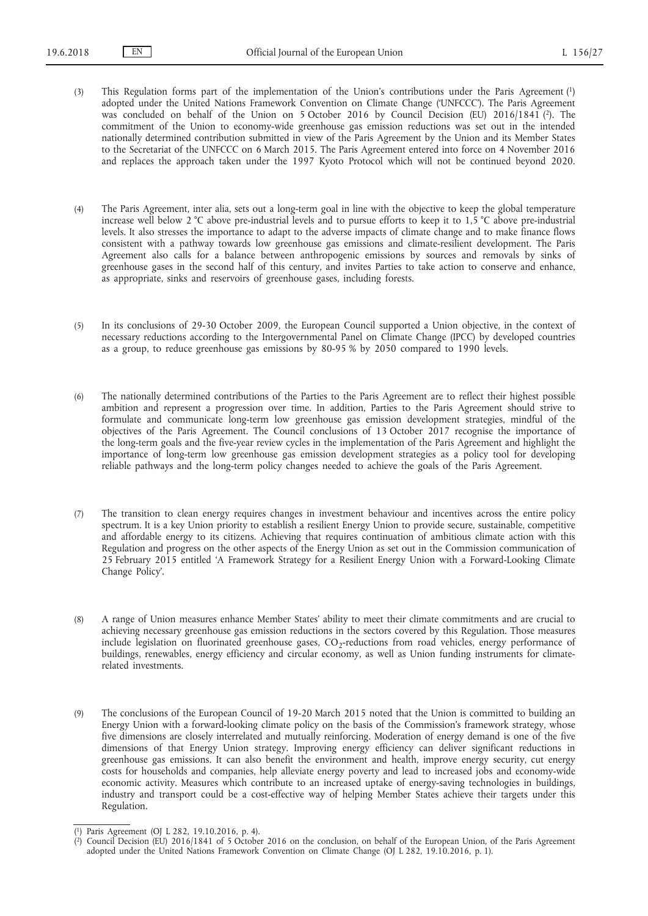(3) This Regulation forms part of the implementation of the Union's contributions under the Paris Agreement [1] adopted under the United Nations Framework Convention on Climate Change ('UNFCCC'). The Paris Agreement was concluded on behalf of the Union on 5 October 2016 by Council Decision (EU) 2016/1841 [2]. The commitment of the Union to economy-wide greenhouse gas emission reductions was set out in the intended nationally determined contribution submitted in view of the Paris Agreement by the Union and its Member States to the Secretariat of the UNFCCC on 6 March 2015. The Paris Agreement entered into force on 4 November 2016 and replaces the approach taken under the 1997 Kyoto Protocol which will not be continued beyond 2020.

(4) The Paris Agreement, inter alia, sets out a long-term goal in line with the objective to keep the global temperature increase well below 2 °C above pre-industrial levels and to pursue efforts to keep it to 1,5 °C above pre-industrial levels. It also stresses the importance to adapt to the adverse impacts of climate change and to make finance flows consistent with a pathway towards low greenhouse gas emissions and climate-resilient development. The Paris Agreement also calls for a balance between anthropogenic emissions by sources and removals by sinks of greenhouse gases in the second half of this century, and invites Parties to take action to conserve and enhance, as appropriate, sinks and reservoirs of greenhouse gases, including forests.

(5) In its conclusions of 29-30 October 2009, the European Council supported a Union objective, in the context of necessary reductions according to the Intergovernmental Panel on Climate Change (IPCC) by developed countries as a group, to reduce greenhouse gas emissions by 80-95 % by 2050 compared to 1990 levels.

(6) The nationally determined contributions of the Parties to the Paris Agreement are to reflect their highest possible ambition and represent a progression over time. In addition, Parties to the Paris Agreement should strive to formulate and communicate long-term low greenhouse gas emission development strategies, mindful of the objectives of the Paris Agreement. The Council conclusions of 13 October 2017 recognise the importance of the long-term goals and the five-year review cycles in the implementation of the Paris Agreement and highlight the importance of long-term low greenhouse gas emission development strategies as a policy tool for developing reliable pathways and the long-term policy changes needed to achieve the goals of the Paris Agreement.

(7) The transition to clean energy requires changes in investment behaviour and incentives across the entire policy spectrum. It is a key Union priority to establish a resilient Energy Union to provide secure, sustainable, competitive and affordable energy to its citizens. Achieving that requires continuation of ambitious climate action with this Regulation and progress on the other aspects of the Energy Union as set out in the Commission communication of 25 February 2015 entitled 'A Framework Strategy for a Resilient Energy Union with a Forward-Looking Climate Change Policy'.

(8) A range of Union measures enhance Member States' ability to meet their climate commitments and are crucial to achieving necessary greenhouse gas emission reductions in the sectors covered by this Regulation. Those measures include legislation on fluorinated greenhouse gases, $CO_2$-reductions from road vehicles, energy performance of buildings, renewables, energy efficiency and circular economy, as well as Union funding instruments for climate-related investments.

(9) The conclusions of the European Council of 19-20 March 2015 noted that the Union is committed to building an Energy Union with a forward-looking climate policy on the basis of the Commission's framework strategy, whose five dimensions are closely interrelated and mutually reinforcing. Moderation of energy demand is one of the five dimensions of that Energy Union strategy. Improving energy efficiency can deliver significant reductions in greenhouse gas emissions. It can also benefit the environment and health, improve energy security, cut energy costs for households and companies, help alleviate energy poverty and lead to increased jobs and economy-wide economic activity. Measures which contribute to an increased uptake of energy-saving technologies in buildings, industry and transport could be a cost-effective way of helping Member States achieve their targets under this Regulation.

---

[1] Paris Agreement (OJ L 282, 19.10.2016, p. 4).

[2] Council Decision (EU) 2016/1841 of 5 October 2016 on the conclusion, on behalf of the European Union, of the Paris Agreement adopted under the United Nations Framework Convention on Climate Change (OJ L 282, 19.10.2016, p. 1).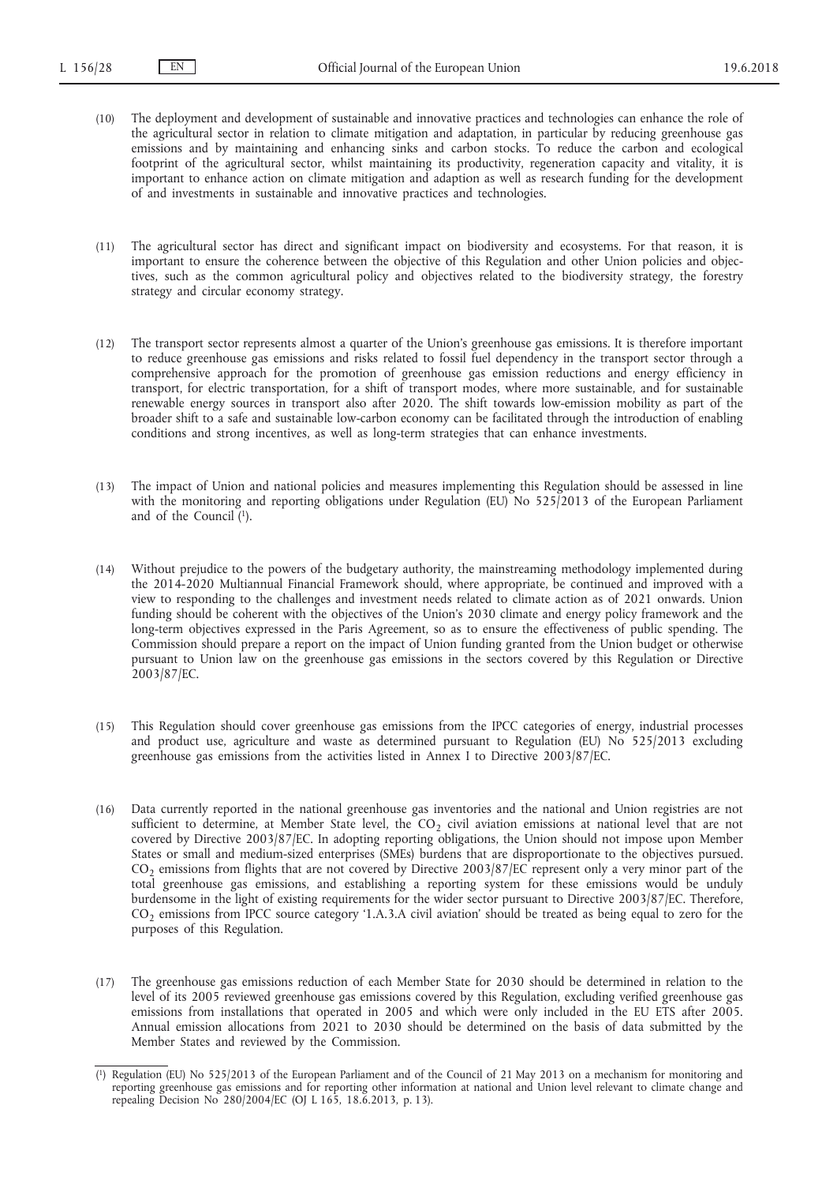(10) The deployment and development of sustainable and innovative practices and technologies can enhance the role of the agricultural sector in relation to climate mitigation and adaptation, in particular by reducing greenhouse gas emissions and by maintaining and enhancing sinks and carbon stocks. To reduce the carbon and ecological footprint of the agricultural sector, whilst maintaining its productivity, regeneration capacity and vitality, it is important to enhance action on climate mitigation and adaption as well as research funding for the development of and investments in sustainable and innovative practices and technologies.

(11) The agricultural sector has direct and significant impact on biodiversity and ecosystems. For that reason, it is important to ensure the coherence between the objective of this Regulation and other Union policies and objectives, such as the common agricultural policy and objectives related to the biodiversity strategy, the forestry strategy and circular economy strategy.

(12) The transport sector represents almost a quarter of the Union's greenhouse gas emissions. It is therefore important to reduce greenhouse gas emissions and risks related to fossil fuel dependency in the transport sector through a comprehensive approach for the promotion of greenhouse gas emission reductions and energy efficiency in transport, for electric transportation, for a shift of transport modes, where more sustainable, and for sustainable renewable energy sources in transport also after 2020. The shift towards low-emission mobility as part of the broader shift to a safe and sustainable low-carbon economy can be facilitated through the introduction of enabling conditions and strong incentives, as well as long-term strategies that can enhance investments.

(13) The impact of Union and national policies and measures implementing this Regulation should be assessed in line with the monitoring and reporting obligations under Regulation (EU) No 525/2013 of the European Parliament and of the Council [1].

(14) Without prejudice to the powers of the budgetary authority, the mainstreaming methodology implemented during the 2014-2020 Multiannual Financial Framework should, where appropriate, be continued and improved with a view to responding to the challenges and investment needs related to climate action as of 2021 onwards. Union funding should be coherent with the objectives of the Union's 2030 climate and energy policy framework and the long-term objectives expressed in the Paris Agreement, so as to ensure the effectiveness of public spending. The Commission should prepare a report on the impact of Union funding granted from the Union budget or otherwise pursuant to Union law on the greenhouse gas emissions in the sectors covered by this Regulation or Directive 2003/87/EC.

(15) This Regulation should cover greenhouse gas emissions from the IPCC categories of energy, industrial processes and product use, agriculture and waste as determined pursuant to Regulation (EU) No 525/2013 excluding greenhouse gas emissions from the activities listed in Annex I to Directive 2003/87/EC.

(16) Data currently reported in the national greenhouse gas inventories and the national and Union registries are not sufficient to determine, at Member State level, the $CO_2$ civil aviation emissions at national level that are not covered by Directive 2003/87/EC. In adopting reporting obligations, the Union should not impose upon Member States or small and medium-sized enterprises (SMEs) burdens that are disproportionate to the objectives pursued. $CO_2$ emissions from flights that are not covered by Directive 2003/87/EC represent only a very minor part of the total greenhouse gas emissions, and establishing a reporting system for these emissions would be unduly burdensome in the light of existing requirements for the wider sector pursuant to Directive 2003/87/EC. Therefore, $CO_2$ emissions from IPCC source category '1.A.3.A civil aviation' should be treated as being equal to zero for the purposes of this Regulation.

(17) The greenhouse gas emissions reduction of each Member State for 2030 should be determined in relation to the level of its 2005 reviewed greenhouse gas emissions covered by this Regulation, excluding verified greenhouse gas emissions from installations that operated in 2005 and which were only included in the EU ETS after 2005. Annual emission allocations from 2021 to 2030 should be determined on the basis of data submitted by the Member States and reviewed by the Commission.

[1] Regulation (EU) No 525/2013 of the European Parliament and of the Council of 21 May 2013 on a mechanism for monitoring and reporting greenhouse gas emissions and for reporting other information at national and Union level relevant to climate change and repealing Decision No 280/2004/EC (OJ L 165, 18.6.2013, p. 13).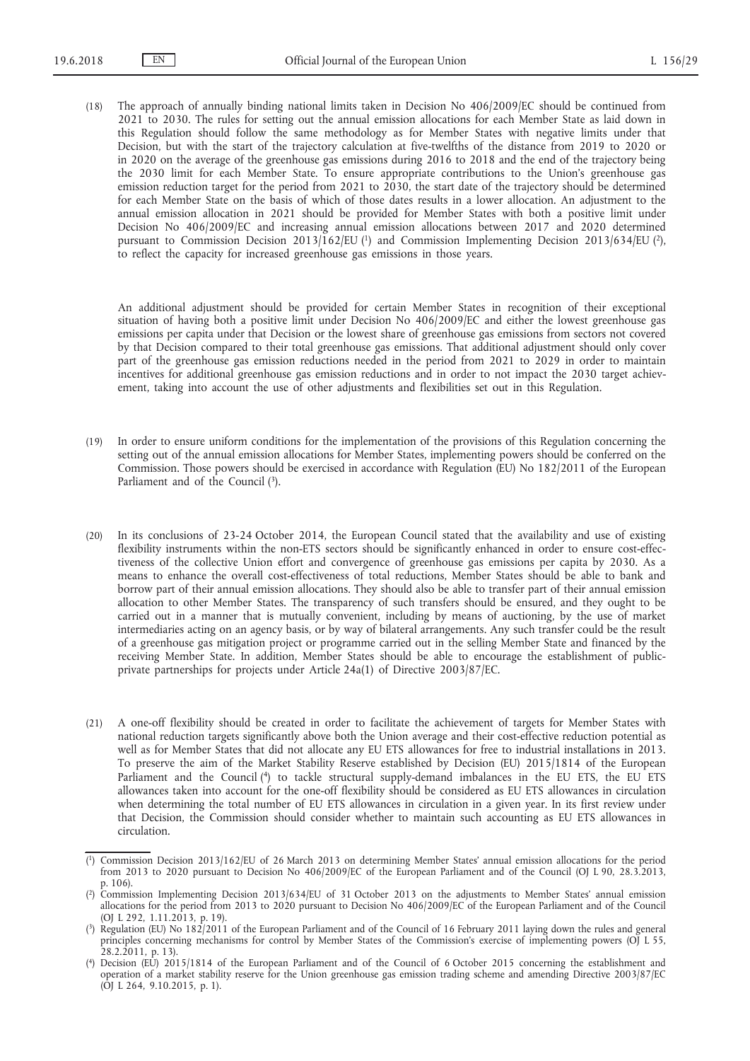(18) The approach of annually binding national limits taken in Decision No 406/2009/EC should be continued from 2021 to 2030. The rules for setting out the annual emission allocations for each Member State as laid down in this Regulation should follow the same methodology as for Member States with negative limits under that Decision, but with the start of the trajectory calculation at five-twelfths of the distance from 2019 to 2020 or in 2020 on the average of the greenhouse gas emissions during 2016 to 2018 and the end of the trajectory being the 2030 limit for each Member State. To ensure appropriate contributions to the Union's greenhouse gas emission reduction target for the period from 2021 to 2030, the start date of the trajectory should be determined for each Member State on the basis of which of those dates results in a lower allocation. An adjustment to the annual emission allocation in 2021 should be provided for Member States with both a positive limit under Decision No 406/2009/EC and increasing annual emission allocations between 2017 and 2020 determined pursuant to Commission Decision 2013/162/EU [1] and Commission Implementing Decision 2013/634/EU [2], to reflect the capacity for increased greenhouse gas emissions in those years.

An additional adjustment should be provided for certain Member States in recognition of their exceptional situation of having both a positive limit under Decision No 406/2009/EC and either the lowest greenhouse gas emissions per capita under that Decision or the lowest share of greenhouse gas emissions from sectors not covered by that Decision compared to their total greenhouse gas emissions. That additional adjustment should only cover part of the greenhouse gas emission reductions needed in the period from 2021 to 2029 in order to maintain incentives for additional greenhouse gas emission reductions and in order to not impact the 2030 target achievement, taking into account the use of other adjustments and flexibilities set out in this Regulation.

(19) In order to ensure uniform conditions for the implementation of the provisions of this Regulation concerning the setting out of the annual emission allocations for Member States, implementing powers should be conferred on the Commission. Those powers should be exercised in accordance with Regulation (EU) No 182/2011 of the European Parliament and of the Council [3].

(20) In its conclusions of 23-24 October 2014, the European Council stated that the availability and use of existing flexibility instruments within the non-ETS sectors should be significantly enhanced in order to ensure cost-effectiveness of the collective Union effort and convergence of greenhouse gas emissions per capita by 2030. As a means to enhance the overall cost-effectiveness of total reductions, Member States should be able to bank and borrow part of their annual emission allocations. They should also be able to transfer part of their annual emission allocation to other Member States. The transparency of such transfers should be ensured, and they ought to be carried out in a manner that is mutually convenient, including by means of auctioning, by the use of market intermediaries acting on an agency basis, or by way of bilateral arrangements. Any such transfer could be the result of a greenhouse gas mitigation project or programme carried out in the selling Member State and financed by the receiving Member State. In addition, Member States should be able to encourage the establishment of public-private partnerships for projects under Article 24a(1) of Directive 2003/87/EC.

(21) A one-off flexibility should be created in order to facilitate the achievement of targets for Member States with national reduction targets significantly above both the Union average and their cost-effective reduction potential as well as for Member States that did not allocate any EU ETS allowances for free to industrial installations in 2013. To preserve the aim of the Market Stability Reserve established by Decision (EU) 2015/1814 of the European Parliament and the Council [4] to tackle structural supply-demand imbalances in the EU ETS, the EU ETS allowances taken into account for the one-off flexibility should be considered as EU ETS allowances in circulation when determining the total number of EU ETS allowances in circulation in a given year. In its first review under that Decision, the Commission should consider whether to maintain such accounting as EU ETS allowances in circulation.

---

[1] Commission Decision 2013/162/EU of 26 March 2013 on determining Member States' annual emission allocations for the period from 2013 to 2020 pursuant to Decision No 406/2009/EC of the European Parliament and of the Council (OJ L 90, 28.3.2013, p. 106).

[2] Commission Implementing Decision 2013/634/EU of 31 October 2013 on the adjustments to Member States' annual emission allocations for the period from 2013 to 2020 pursuant to Decision No 406/2009/EC of the European Parliament and of the Council (OJ L 292, 1.11.2013, p. 19).

[3] Regulation (EU) No 182/2011 of the European Parliament and of the Council of 16 February 2011 laying down the rules and general principles concerning mechanisms for control by Member States of the Commission's exercise of implementing powers (OJ L 55, 28.2.2011, p. 13).

[4] Decision (EU) 2015/1814 of the European Parliament and of the Council of 6 October 2015 concerning the establishment and operation of a market stability reserve for the Union greenhouse gas emission trading scheme and amending Directive 2003/87/EC (OJ L 264, 9.10.2015, p. 1).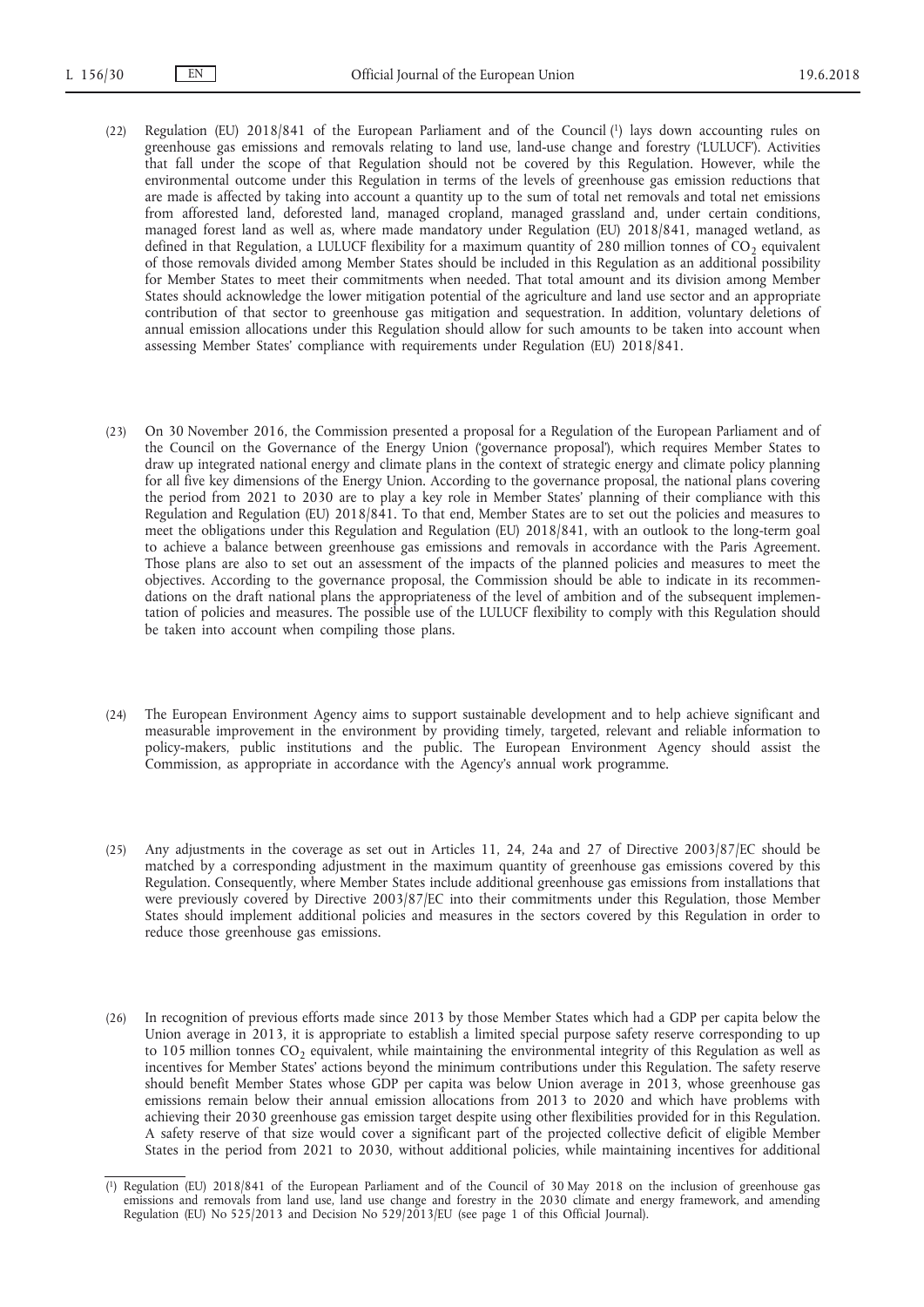(22) Regulation (EU) 2018/841 of the European Parliament and of the Council [1] lays down accounting rules on greenhouse gas emissions and removals relating to land use, land-use change and forestry ('LULUCF'). Activities that fall under the scope of that Regulation should not be covered by this Regulation. However, while the environmental outcome under this Regulation in terms of the levels of greenhouse gas emission reductions that are made is affected by taking into account a quantity up to the sum of total net removals and total net emissions from afforested land, deforested land, managed cropland, managed grassland and, under certain conditions, managed forest land as well as, where made mandatory under Regulation (EU) 2018/841, managed wetland, as defined in that Regulation, a LULUCF flexibility for a maximum quantity of 280 million tonnes of $CO_2$ equivalent of those removals divided among Member States should be included in this Regulation as an additional possibility for Member States to meet their commitments when needed. That total amount and its division among Member States should acknowledge the lower mitigation potential of the agriculture and land use sector and an appropriate contribution of that sector to greenhouse gas mitigation and sequestration. In addition, voluntary deletions of annual emission allocations under this Regulation should allow for such amounts to be taken into account when assessing Member States' compliance with requirements under Regulation (EU) 2018/841.

(23) On 30 November 2016, the Commission presented a proposal for a Regulation of the European Parliament and of the Council on the Governance of the Energy Union ('governance proposal'), which requires Member States to draw up integrated national energy and climate plans in the context of strategic energy and climate policy planning for all five key dimensions of the Energy Union. According to the governance proposal, the national plans covering the period from 2021 to 2030 are to play a key role in Member States' planning of their compliance with this Regulation and Regulation (EU) 2018/841. To that end, Member States are to set out the policies and measures to meet the obligations under this Regulation and Regulation (EU) 2018/841, with an outlook to the long-term goal to achieve a balance between greenhouse gas emissions and removals in accordance with the Paris Agreement. Those plans are also to set out an assessment of the impacts of the planned policies and measures to meet the objectives. According to the governance proposal, the Commission should be able to indicate in its recommendations on the draft national plans the appropriateness of the level of ambition and of the subsequent implementation of policies and measures. The possible use of the LULUCF flexibility to comply with this Regulation should be taken into account when compiling those plans.

(24) The European Environment Agency aims to support sustainable development and to help achieve significant and measurable improvement in the environment by providing timely, targeted, relevant and reliable information to policy-makers, public institutions and the public. The European Environment Agency should assist the Commission, as appropriate in accordance with the Agency's annual work programme.

(25) Any adjustments in the coverage as set out in Articles 11, 24, 24a and 27 of Directive 2003/87/EC should be matched by a corresponding adjustment in the maximum quantity of greenhouse gas emissions covered by this Regulation. Consequently, where Member States include additional greenhouse gas emissions from installations that were previously covered by Directive 2003/87/EC into their commitments under this Regulation, those Member States should implement additional policies and measures in the sectors covered by this Regulation in order to reduce those greenhouse gas emissions.

(26) In recognition of previous efforts made since 2013 by those Member States which had a GDP per capita below the Union average in 2013, it is appropriate to establish a limited special purpose safety reserve corresponding to up to 105 million tonnes $CO_2$ equivalent, while maintaining the environmental integrity of this Regulation as well as incentives for Member States' actions beyond the minimum contributions under this Regulation. The safety reserve should benefit Member States whose GDP per capita was below Union average in 2013, whose greenhouse gas emissions remain below their annual emission allocations from 2013 to 2020 and which have problems with achieving their 2030 greenhouse gas emission target despite using other flexibilities provided for in this Regulation. A safety reserve of that size would cover a significant part of the projected collective deficit of eligible Member States in the period from 2021 to 2030, without additional policies, while maintaining incentives for additional

[1] Regulation (EU) 2018/841 of the European Parliament and of the Council of 30 May 2018 on the inclusion of greenhouse gas emissions and removals from land use, land use change and forestry in the 2030 climate and energy framework, and amending Regulation (EU) No 525/2013 and Decision No 529/2013/EU (see page 1 of this Official Journal).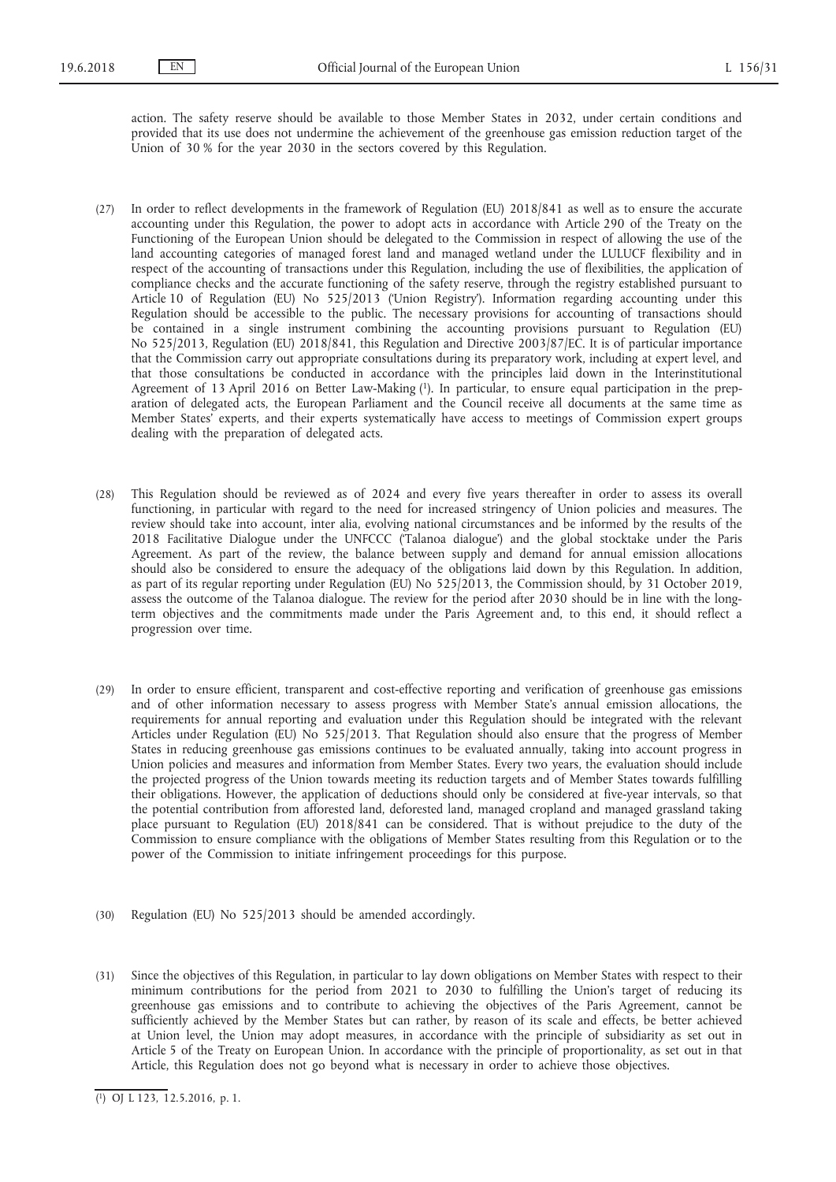action. The safety reserve should be available to those Member States in 2032, under certain conditions and provided that its use does not undermine the achievement of the greenhouse gas emission reduction target of the Union of 30 % for the year 2030 in the sectors covered by this Regulation.

(27) In order to reflect developments in the framework of Regulation (EU) 2018/841 as well as to ensure the accurate accounting under this Regulation, the power to adopt acts in accordance with Article 290 of the Treaty on the Functioning of the European Union should be delegated to the Commission in respect of allowing the use of the land accounting categories of managed forest land and managed wetland under the LULUCF flexibility and in respect of the accounting of transactions under this Regulation, including the use of flexibilities, the application of compliance checks and the accurate functioning of the safety reserve, through the registry established pursuant to Article 10 of Regulation (EU) No 525/2013 ('Union Registry'). Information regarding accounting under this Regulation should be accessible to the public. The necessary provisions for accounting of transactions should be contained in a single instrument combining the accounting provisions pursuant to Regulation (EU) No 525/2013, Regulation (EU) 2018/841, this Regulation and Directive 2003/87/EC. It is of particular importance that the Commission carry out appropriate consultations during its preparatory work, including at expert level, and that those consultations be conducted in accordance with the principles laid down in the Interinstitutional Agreement of 13 April 2016 on Better Law-Making [1]. In particular, to ensure equal participation in the preparation of delegated acts, the European Parliament and the Council receive all documents at the same time as Member States' experts, and their experts systematically have access to meetings of Commission expert groups dealing with the preparation of delegated acts.

(28) This Regulation should be reviewed as of 2024 and every five years thereafter in order to assess its overall functioning, in particular with regard to the need for increased stringency of Union policies and measures. The review should take into account, inter alia, evolving national circumstances and be informed by the results of the 2018 Facilitative Dialogue under the UNFCCC ('Talanoa dialogue') and the global stocktake under the Paris Agreement. As part of the review, the balance between supply and demand for annual emission allocations should also be considered to ensure the adequacy of the obligations laid down by this Regulation. In addition, as part of its regular reporting under Regulation (EU) No 525/2013, the Commission should, by 31 October 2019, assess the outcome of the Talanoa dialogue. The review for the period after 2030 should be in line with the long-term objectives and the commitments made under the Paris Agreement and, to this end, it should reflect a progression over time.

(29) In order to ensure efficient, transparent and cost-effective reporting and verification of greenhouse gas emissions and of other information necessary to assess progress with Member State's annual emission allocations, the requirements for annual reporting and evaluation under this Regulation should be integrated with the relevant Articles under Regulation (EU) No 525/2013. That Regulation should also ensure that the progress of Member States in reducing greenhouse gas emissions continues to be evaluated annually, taking into account progress in Union policies and measures and information from Member States. Every two years, the evaluation should include the projected progress of the Union towards meeting its reduction targets and of Member States towards fulfilling their obligations. However, the application of deductions should only be considered at five-year intervals, so that the potential contribution from afforested land, deforested land, managed cropland and managed grassland taking place pursuant to Regulation (EU) 2018/841 can be considered. That is without prejudice to the duty of the Commission to ensure compliance with the obligations of Member States resulting from this Regulation or to the power of the Commission to initiate infringement proceedings for this purpose.

(30) Regulation (EU) No 525/2013 should be amended accordingly.

(31) Since the objectives of this Regulation, in particular to lay down obligations on Member States with respect to their minimum contributions for the period from 2021 to 2030 to fulfilling the Union's target of reducing its greenhouse gas emissions and to contribute to achieving the objectives of the Paris Agreement, cannot be sufficiently achieved by the Member States but can rather, by reason of its scale and effects, be better achieved at Union level, the Union may adopt measures, in accordance with the principle of subsidiarity as set out in Article 5 of the Treaty on European Union. In accordance with the principle of proportionality, as set out in that Article, this Regulation does not go beyond what is necessary in order to achieve those objectives.

---

[1] OJ L 123, 12.5.2016, p. 1.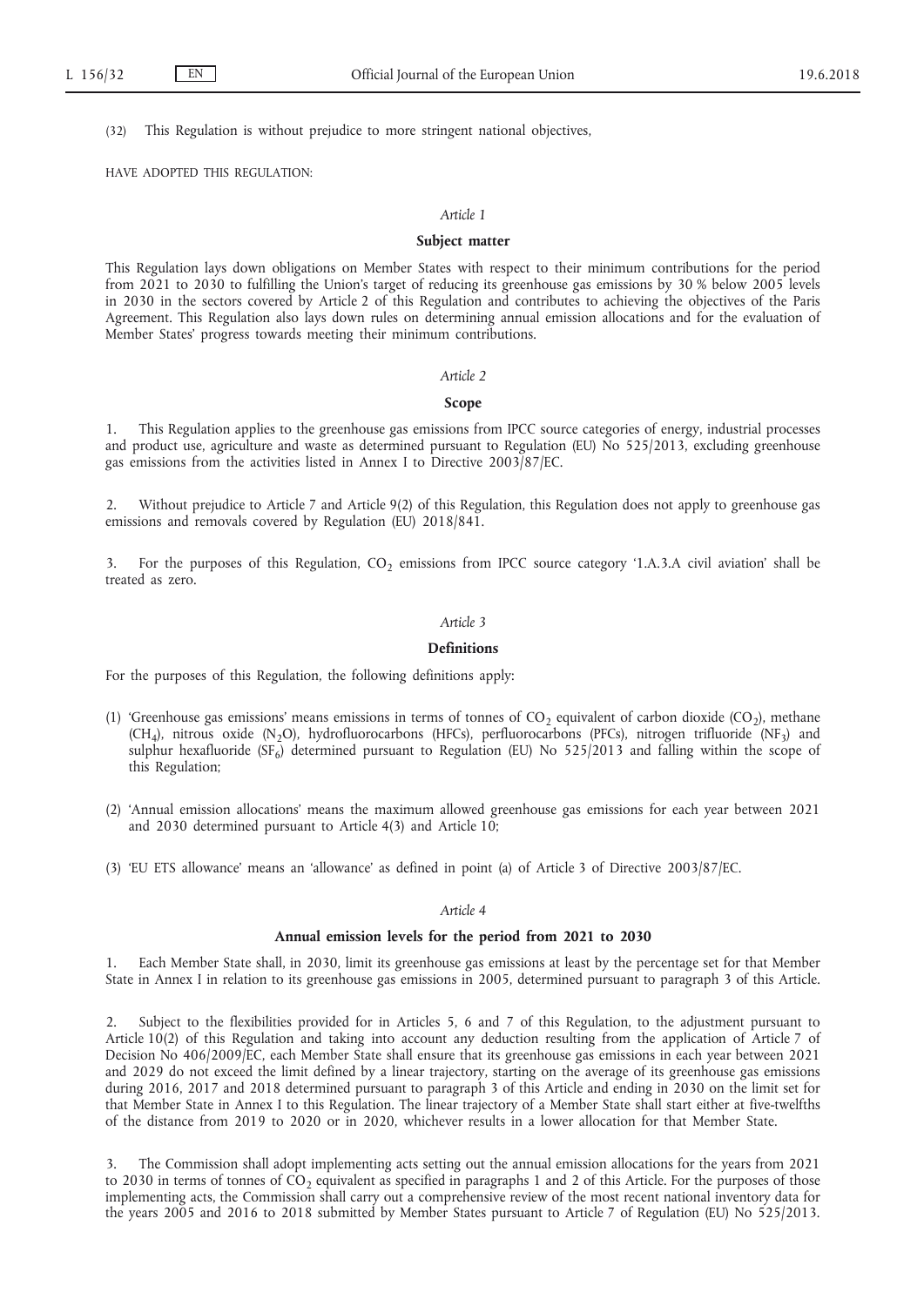(32) This Regulation is without prejudice to more stringent national objectives,

HAVE ADOPTED THIS REGULATION:

*Article 1*

**Subject matter**

This Regulation lays down obligations on Member States with respect to their minimum contributions for the period from 2021 to 2030 to fulfilling the Union's target of reducing its greenhouse gas emissions by 30 % below 2005 levels in 2030 in the sectors covered by Article 2 of this Regulation and contributes to achieving the objectives of the Paris Agreement. This Regulation also lays down rules on determining annual emission allocations and for the evaluation of Member States' progress towards meeting their minimum contributions.

*Article 2*

**Scope**

1. This Regulation applies to the greenhouse gas emissions from IPCC source categories of energy, industrial processes and product use, agriculture and waste as determined pursuant to Regulation (EU) No 525/2013, excluding greenhouse gas emissions from the activities listed in Annex I to Directive 2003/87/EC.

2. Without prejudice to Article 7 and Article 9(2) of this Regulation, this Regulation does not apply to greenhouse gas emissions and removals covered by Regulation (EU) 2018/841.

3. For the purposes of this Regulation, $CO_2$ emissions from IPCC source category '1.A.3.A civil aviation' shall be treated as zero.

*Article 3*

**Definitions**

For the purposes of this Regulation, the following definitions apply:

(1) 'Greenhouse gas emissions' means emissions in terms of tonnes of $CO_2$ equivalent of carbon dioxide ($CO_2$), methane ($CH_4$), nitrous oxide ($N_2O$), hydrofluorocarbons (HFCs), perfluorocarbons (PFCs), nitrogen trifluoride ($NF_3$) and sulphur hexafluoride ($SF_6$) determined pursuant to Regulation (EU) No 525/2013 and falling within the scope of this Regulation;

(2) 'Annual emission allocations' means the maximum allowed greenhouse gas emissions for each year between 2021 and 2030 determined pursuant to Article 4(3) and Article 10;

(3) 'EU ETS allowance' means an 'allowance' as defined in point (a) of Article 3 of Directive 2003/87/EC.

*Article 4*

**Annual emission levels for the period from 2021 to 2030**

1. Each Member State shall, in 2030, limit its greenhouse gas emissions at least by the percentage set for that Member State in Annex I in relation to its greenhouse gas emissions in 2005, determined pursuant to paragraph 3 of this Article.

2. Subject to the flexibilities provided for in Articles 5, 6 and 7 of this Regulation, to the adjustment pursuant to Article 10(2) of this Regulation and taking into account any deduction resulting from the application of Article 7 of Decision No 406/2009/EC, each Member State shall ensure that its greenhouse gas emissions in each year between 2021 and 2029 do not exceed the limit defined by a linear trajectory, starting on the average of its greenhouse gas emissions during 2016, 2017 and 2018 determined pursuant to paragraph 3 of this Article and ending in 2030 on the limit set for that Member State in Annex I to this Regulation. The linear trajectory of a Member State shall start either at five-twelfths of the distance from 2019 to 2020 or in 2020, whichever results in a lower allocation for that Member State.

3. The Commission shall adopt implementing acts setting out the annual emission allocations for the years from 2021 to 2030 in terms of tonnes of $CO_2$ equivalent as specified in paragraphs 1 and 2 of this Article. For the purposes of those implementing acts, the Commission shall carry out a comprehensive review of the most recent national inventory data for the years 2005 and 2016 to 2018 submitted by Member States pursuant to Article 7 of Regulation (EU) No 525/2013.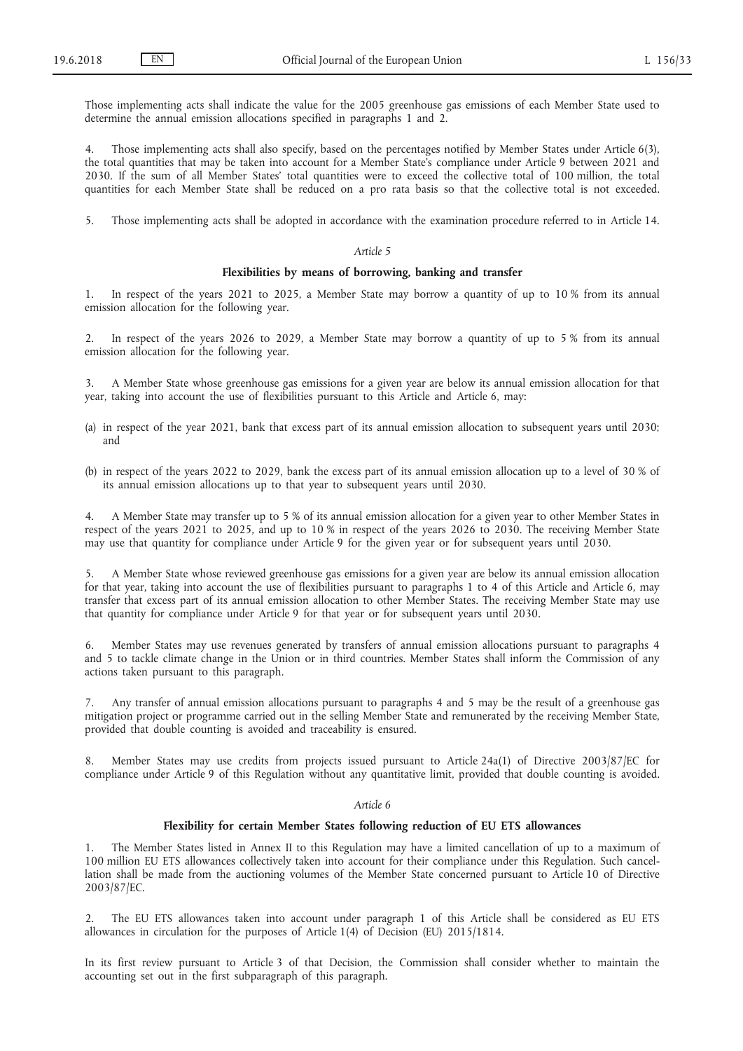Those implementing acts shall indicate the value for the 2005 greenhouse gas emissions of each Member State used to determine the annual emission allocations specified in paragraphs 1 and 2.

4. Those implementing acts shall also specify, based on the percentages notified by Member States under Article 6(3), the total quantities that may be taken into account for a Member State's compliance under Article 9 between 2021 and 2030. If the sum of all Member States' total quantities were to exceed the collective total of 100 million, the total quantities for each Member State shall be reduced on a pro rata basis so that the collective total is not exceeded.

5. Those implementing acts shall be adopted in accordance with the examination procedure referred to in Article 14.

*Article 5*

**Flexibilities by means of borrowing, banking and transfer**

1. In respect of the years 2021 to 2025, a Member State may borrow a quantity of up to 10 % from its annual emission allocation for the following year.

2. In respect of the years 2026 to 2029, a Member State may borrow a quantity of up to 5 % from its annual emission allocation for the following year.

3. A Member State whose greenhouse gas emissions for a given year are below its annual emission allocation for that year, taking into account the use of flexibilities pursuant to this Article and Article 6, may:

(a) in respect of the year 2021, bank that excess part of its annual emission allocation to subsequent years until 2030; and

(b) in respect of the years 2022 to 2029, bank the excess part of its annual emission allocation up to a level of 30 % of its annual emission allocations up to that year to subsequent years until 2030.

4. A Member State may transfer up to 5 % of its annual emission allocation for a given year to other Member States in respect of the years 2021 to 2025, and up to 10 % in respect of the years 2026 to 2030. The receiving Member State may use that quantity for compliance under Article 9 for the given year or for subsequent years until 2030.

5. A Member State whose reviewed greenhouse gas emissions for a given year are below its annual emission allocation for that year, taking into account the use of flexibilities pursuant to paragraphs 1 to 4 of this Article and Article 6, may transfer that excess part of its annual emission allocation to other Member States. The receiving Member State may use that quantity for compliance under Article 9 for that year or for subsequent years until 2030.

6. Member States may use revenues generated by transfers of annual emission allocations pursuant to paragraphs 4 and 5 to tackle climate change in the Union or in third countries. Member States shall inform the Commission of any actions taken pursuant to this paragraph.

7. Any transfer of annual emission allocations pursuant to paragraphs 4 and 5 may be the result of a greenhouse gas mitigation project or programme carried out in the selling Member State and remunerated by the receiving Member State, provided that double counting is avoided and traceability is ensured.

8. Member States may use credits from projects issued pursuant to Article 24a(1) of Directive 2003/87/EC for compliance under Article 9 of this Regulation without any quantitative limit, provided that double counting is avoided.

*Article 6*

**Flexibility for certain Member States following reduction of EU ETS allowances**

1. The Member States listed in Annex II to this Regulation may have a limited cancellation of up to a maximum of 100 million EU ETS allowances collectively taken into account for their compliance under this Regulation. Such cancellation shall be made from the auctioning volumes of the Member State concerned pursuant to Article 10 of Directive 2003/87/EC.

2. The EU ETS allowances taken into account under paragraph 1 of this Article shall be considered as EU ETS allowances in circulation for the purposes of Article 1(4) of Decision (EU) 2015/1814.

In its first review pursuant to Article 3 of that Decision, the Commission shall consider whether to maintain the accounting set out in the first subparagraph of this paragraph.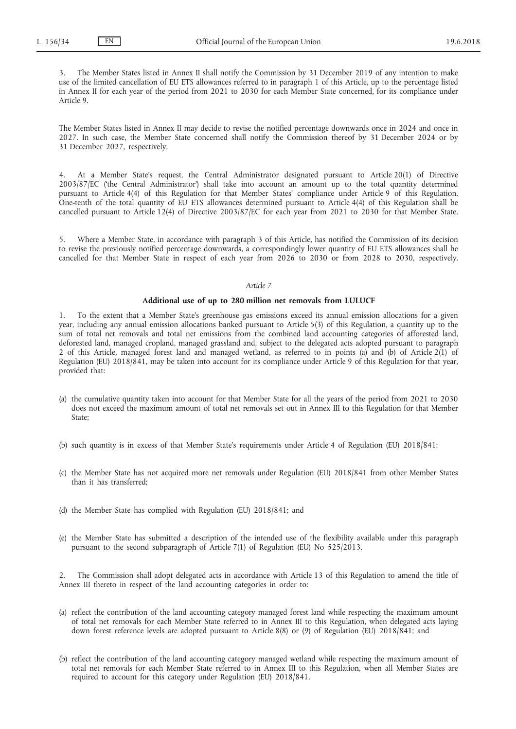3. The Member States listed in Annex II shall notify the Commission by 31 December 2019 of any intention to make use of the limited cancellation of EU ETS allowances referred to in paragraph 1 of this Article, up to the percentage listed in Annex II for each year of the period from 2021 to 2030 for each Member State concerned, for its compliance under Article 9.

The Member States listed in Annex II may decide to revise the notified percentage downwards once in 2024 and once in 2027. In such case, the Member State concerned shall notify the Commission thereof by 31 December 2024 or by 31 December 2027, respectively.

4. At a Member State's request, the Central Administrator designated pursuant to Article 20(1) of Directive 2003/87/EC ('the Central Administrator') shall take into account an amount up to the total quantity determined pursuant to Article 4(4) of this Regulation for that Member States' compliance under Article 9 of this Regulation. One-tenth of the total quantity of EU ETS allowances determined pursuant to Article 4(4) of this Regulation shall be cancelled pursuant to Article 12(4) of Directive 2003/87/EC for each year from 2021 to 2030 for that Member State.

5. Where a Member State, in accordance with paragraph 3 of this Article, has notified the Commission of its decision to revise the previously notified percentage downwards, a correspondingly lower quantity of EU ETS allowances shall be cancelled for that Member State in respect of each year from 2026 to 2030 or from 2028 to 2030, respectively.

*Article 7*

**Additional use of up to 280 million net removals from LULUCF**

1. To the extent that a Member State's greenhouse gas emissions exceed its annual emission allocations for a given year, including any annual emission allocations banked pursuant to Article 5(3) of this Regulation, a quantity up to the sum of total net removals and total net emissions from the combined land accounting categories of afforested land, deforested land, managed cropland, managed grassland and, subject to the delegated acts adopted pursuant to paragraph 2 of this Article, managed forest land and managed wetland, as referred to in points (a) and (b) of Article 2(1) of Regulation (EU) 2018/841, may be taken into account for its compliance under Article 9 of this Regulation for that year, provided that:

(a) the cumulative quantity taken into account for that Member State for all the years of the period from 2021 to 2030 does not exceed the maximum amount of total net removals set out in Annex III to this Regulation for that Member State;

(b) such quantity is in excess of that Member State's requirements under Article 4 of Regulation (EU) 2018/841;

(c) the Member State has not acquired more net removals under Regulation (EU) 2018/841 from other Member States than it has transferred;

(d) the Member State has complied with Regulation (EU) 2018/841; and

(e) the Member State has submitted a description of the intended use of the flexibility available under this paragraph pursuant to the second subparagraph of Article 7(1) of Regulation (EU) No 525/2013.

2. The Commission shall adopt delegated acts in accordance with Article 13 of this Regulation to amend the title of Annex III thereto in respect of the land accounting categories in order to:

(a) reflect the contribution of the land accounting category managed forest land while respecting the maximum amount of total net removals for each Member State referred to in Annex III to this Regulation, when delegated acts laying down forest reference levels are adopted pursuant to Article 8(8) or (9) of Regulation (EU) 2018/841; and

(b) reflect the contribution of the land accounting category managed wetland while respecting the maximum amount of total net removals for each Member State referred to in Annex III to this Regulation, when all Member States are required to account for this category under Regulation (EU) 2018/841.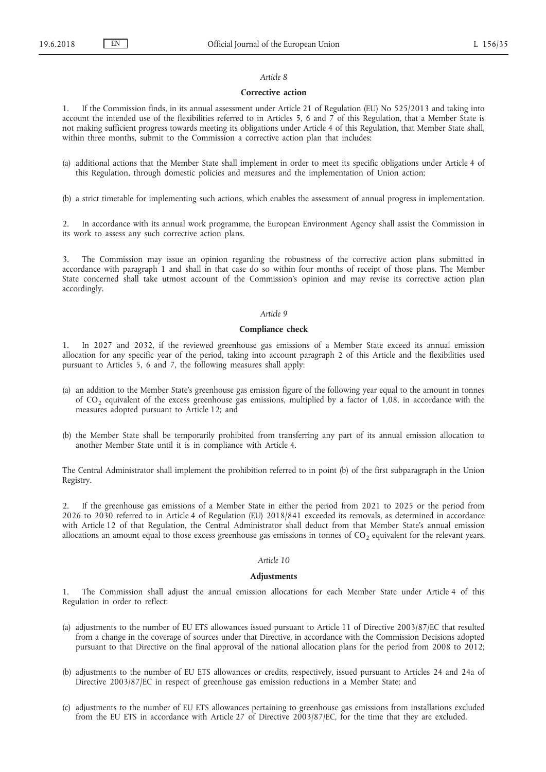*Article 8*

**Corrective action**

1. If the Commission finds, in its annual assessment under Article 21 of Regulation (EU) No 525/2013 and taking into account the intended use of the flexibilities referred to in Articles 5, 6 and 7 of this Regulation, that a Member State is not making sufficient progress towards meeting its obligations under Article 4 of this Regulation, that Member State shall, within three months, submit to the Commission a corrective action plan that includes:

(a) additional actions that the Member State shall implement in order to meet its specific obligations under Article 4 of this Regulation, through domestic policies and measures and the implementation of Union action;

(b) a strict timetable for implementing such actions, which enables the assessment of annual progress in implementation.

2. In accordance with its annual work programme, the European Environment Agency shall assist the Commission in its work to assess any such corrective action plans.

3. The Commission may issue an opinion regarding the robustness of the corrective action plans submitted in accordance with paragraph 1 and shall in that case do so within four months of receipt of those plans. The Member State concerned shall take utmost account of the Commission's opinion and may revise its corrective action plan accordingly.

*Article 9*

**Compliance check**

1. In 2027 and 2032, if the reviewed greenhouse gas emissions of a Member State exceed its annual emission allocation for any specific year of the period, taking into account paragraph 2 of this Article and the flexibilities used pursuant to Articles 5, 6 and 7, the following measures shall apply:

(a) an addition to the Member State's greenhouse gas emission figure of the following year equal to the amount in tonnes of $CO_2$ equivalent of the excess greenhouse gas emissions, multiplied by a factor of 1,08, in accordance with the measures adopted pursuant to Article 12; and

(b) the Member State shall be temporarily prohibited from transferring any part of its annual emission allocation to another Member State until it is in compliance with Article 4.

The Central Administrator shall implement the prohibition referred to in point (b) of the first subparagraph in the Union Registry.

2. If the greenhouse gas emissions of a Member State in either the period from 2021 to 2025 or the period from 2026 to 2030 referred to in Article 4 of Regulation (EU) 2018/841 exceeded its removals, as determined in accordance with Article 12 of that Regulation, the Central Administrator shall deduct from that Member State's annual emission allocations an amount equal to those excess greenhouse gas emissions in tonnes of $CO_2$ equivalent for the relevant years.

*Article 10*

**Adjustments**

1. The Commission shall adjust the annual emission allocations for each Member State under Article 4 of this Regulation in order to reflect:

(a) adjustments to the number of EU ETS allowances issued pursuant to Article 11 of Directive 2003/87/EC that resulted from a change in the coverage of sources under that Directive, in accordance with the Commission Decisions adopted pursuant to that Directive on the final approval of the national allocation plans for the period from 2008 to 2012;

(b) adjustments to the number of EU ETS allowances or credits, respectively, issued pursuant to Articles 24 and 24a of Directive 2003/87/EC in respect of greenhouse gas emission reductions in a Member State; and

(c) adjustments to the number of EU ETS allowances pertaining to greenhouse gas emissions from installations excluded from the EU ETS in accordance with Article 27 of Directive 2003/87/EC, for the time that they are excluded.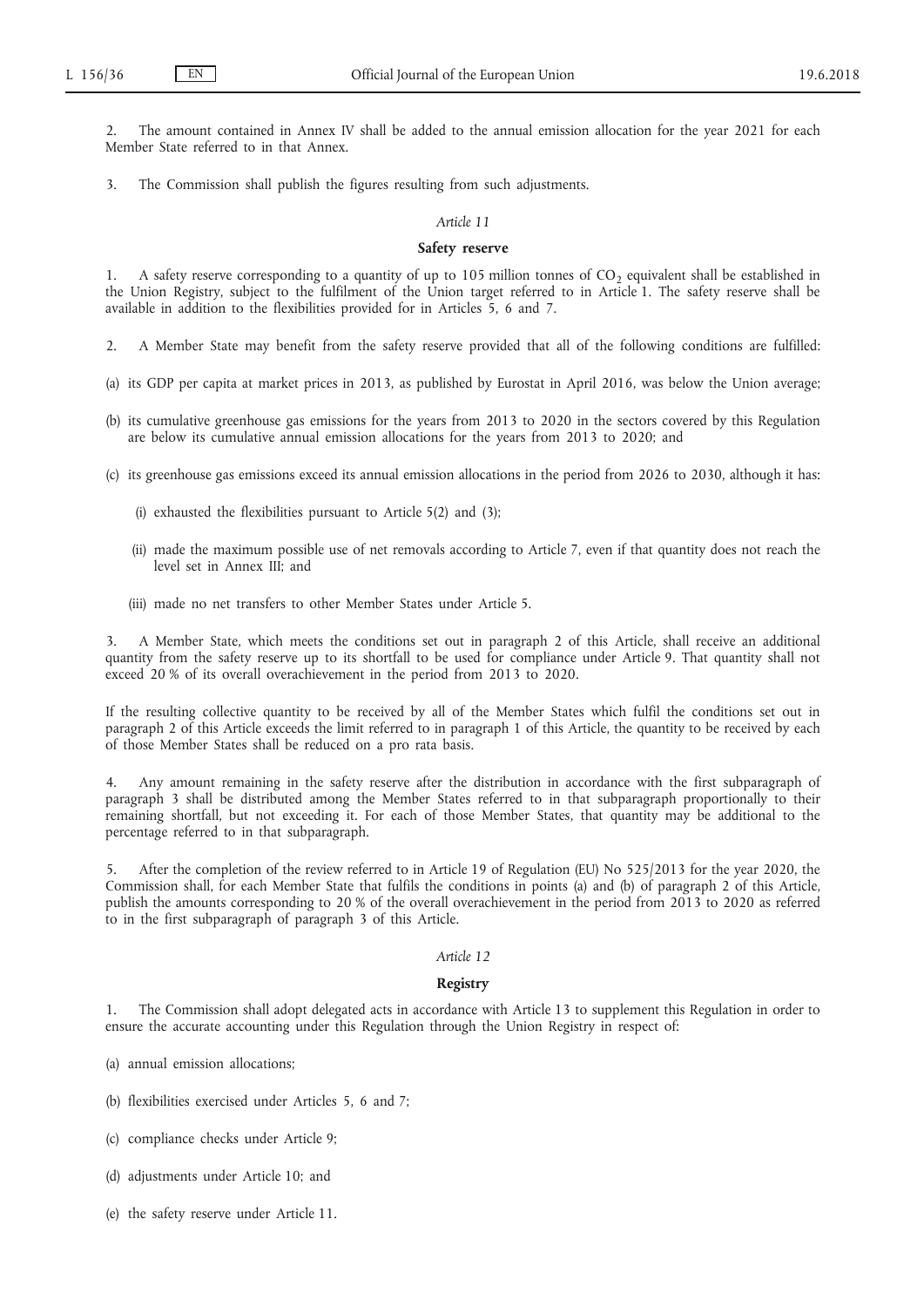2. The amount contained in Annex IV shall be added to the annual emission allocation for the year 2021 for each Member State referred to in that Annex.

3. The Commission shall publish the figures resulting from such adjustments.

*Article 11*

**Safety reserve**

1. A safety reserve corresponding to a quantity of up to 105 million tonnes of $CO_2$ equivalent shall be established in the Union Registry, subject to the fulfilment of the Union target referred to in Article 1. The safety reserve shall be available in addition to the flexibilities provided for in Articles 5, 6 and 7.

2. A Member State may benefit from the safety reserve provided that all of the following conditions are fulfilled:

(a) its GDP per capita at market prices in 2013, as published by Eurostat in April 2016, was below the Union average;

(b) its cumulative greenhouse gas emissions for the years from 2013 to 2020 in the sectors covered by this Regulation are below its cumulative annual emission allocations for the years from 2013 to 2020; and

(c) its greenhouse gas emissions exceed its annual emission allocations in the period from 2026 to 2030, although it has:

(i) exhausted the flexibilities pursuant to Article 5(2) and (3);

(ii) made the maximum possible use of net removals according to Article 7, even if that quantity does not reach the level set in Annex III; and

(iii) made no net transfers to other Member States under Article 5.

3. A Member State, which meets the conditions set out in paragraph 2 of this Article, shall receive an additional quantity from the safety reserve up to its shortfall to be used for compliance under Article 9. That quantity shall not exceed 20 % of its overall overachievement in the period from 2013 to 2020.

If the resulting collective quantity to be received by all of the Member States which fulfil the conditions set out in paragraph 2 of this Article exceeds the limit referred to in paragraph 1 of this Article, the quantity to be received by each of those Member States shall be reduced on a pro rata basis.

4. Any amount remaining in the safety reserve after the distribution in accordance with the first subparagraph of paragraph 3 shall be distributed among the Member States referred to in that subparagraph proportionally to their remaining shortfall, but not exceeding it. For each of those Member States, that quantity may be additional to the percentage referred to in that subparagraph.

5. After the completion of the review referred to in Article 19 of Regulation (EU) No 525/2013 for the year 2020, the Commission shall, for each Member State that fulfils the conditions in points (a) and (b) of paragraph 2 of this Article, publish the amounts corresponding to 20 % of the overall overachievement in the period from 2013 to 2020 as referred to in the first subparagraph of paragraph 3 of this Article.

*Article 12*

**Registry**

1. The Commission shall adopt delegated acts in accordance with Article 13 to supplement this Regulation in order to ensure the accurate accounting under this Regulation through the Union Registry in respect of:

(a) annual emission allocations;

(b) flexibilities exercised under Articles 5, 6 and 7;

(c) compliance checks under Article 9;

(d) adjustments under Article 10; and

(e) the safety reserve under Article 11.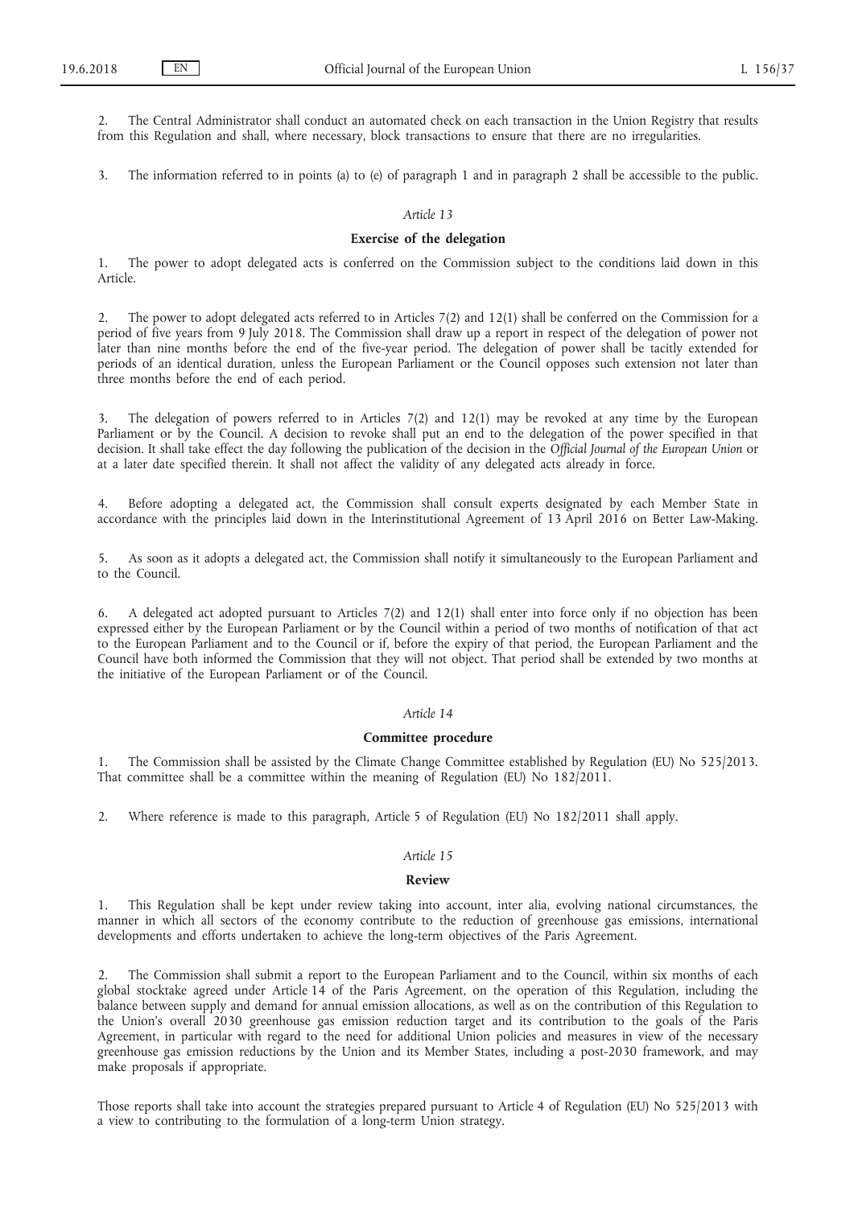2. The Central Administrator shall conduct an automated check on each transaction in the Union Registry that results from this Regulation and shall, where necessary, block transactions to ensure that there are no irregularities.

3. The information referred to in points (a) to (e) of paragraph 1 and in paragraph 2 shall be accessible to the public.

*Article 13*

**Exercise of the delegation**

1. The power to adopt delegated acts is conferred on the Commission subject to the conditions laid down in this Article.

2. The power to adopt delegated acts referred to in Articles 7(2) and 12(1) shall be conferred on the Commission for a period of five years from 9 July 2018. The Commission shall draw up a report in respect of the delegation of power not later than nine months before the end of the five-year period. The delegation of power shall be tacitly extended for periods of an identical duration, unless the European Parliament or the Council opposes such extension not later than three months before the end of each period.

3. The delegation of powers referred to in Articles 7(2) and 12(1) may be revoked at any time by the European Parliament or by the Council. A decision to revoke shall put an end to the delegation of the power specified in that decision. It shall take effect the day following the publication of the decision in the *Official Journal of the European Union* or at a later date specified therein. It shall not affect the validity of any delegated acts already in force.

4. Before adopting a delegated act, the Commission shall consult experts designated by each Member State in accordance with the principles laid down in the Interinstitutional Agreement of 13 April 2016 on Better Law-Making.

5. As soon as it adopts a delegated act, the Commission shall notify it simultaneously to the European Parliament and to the Council.

6. A delegated act adopted pursuant to Articles 7(2) and 12(1) shall enter into force only if no objection has been expressed either by the European Parliament or by the Council within a period of two months of notification of that act to the European Parliament and to the Council or if, before the expiry of that period, the European Parliament and the Council have both informed the Commission that they will not object. That period shall be extended by two months at the initiative of the European Parliament or of the Council.

*Article 14*

**Committee procedure**

1. The Commission shall be assisted by the Climate Change Committee established by Regulation (EU) No 525/2013. That committee shall be a committee within the meaning of Regulation (EU) No 182/2011.

2. Where reference is made to this paragraph, Article 5 of Regulation (EU) No 182/2011 shall apply.

*Article 15*

**Review**

1. This Regulation shall be kept under review taking into account, inter alia, evolving national circumstances, the manner in which all sectors of the economy contribute to the reduction of greenhouse gas emissions, international developments and efforts undertaken to achieve the long-term objectives of the Paris Agreement.

2. The Commission shall submit a report to the European Parliament and to the Council, within six months of each global stocktake agreed under Article 14 of the Paris Agreement, on the operation of this Regulation, including the balance between supply and demand for annual emission allocations, as well as on the contribution of this Regulation to the Union's overall 2030 greenhouse gas emission reduction target and its contribution to the goals of the Paris Agreement, in particular with regard to the need for additional Union policies and measures in view of the necessary greenhouse gas emission reductions by the Union and its Member States, including a post-2030 framework, and may make proposals if appropriate.

Those reports shall take into account the strategies prepared pursuant to Article 4 of Regulation (EU) No 525/2013 with a view to contributing to the formulation of a long-term Union strategy.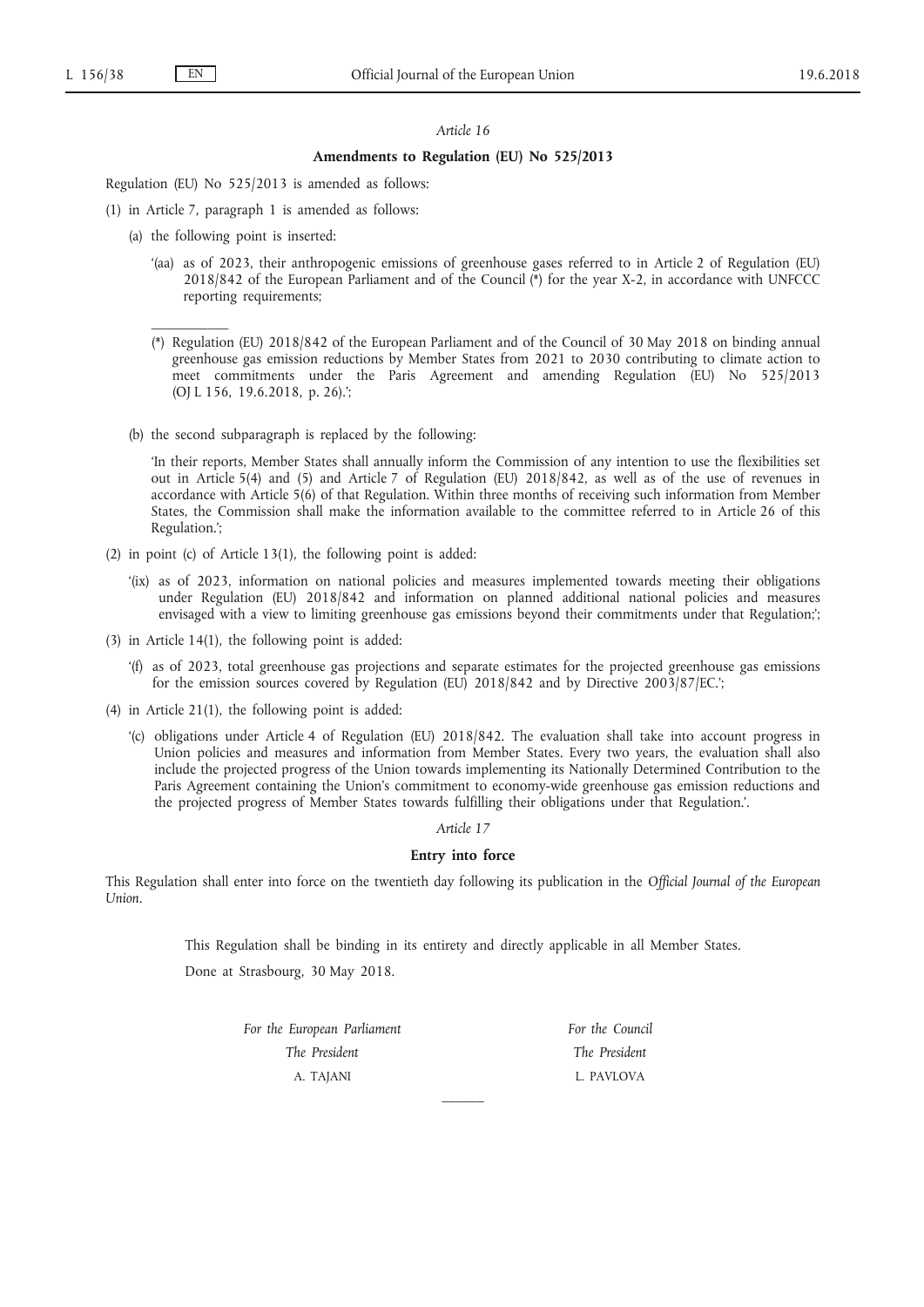*Article 16*

**Amendments to Regulation (EU) No 525/2013**

Regulation (EU) No 525/2013 is amended as follows:

(1) in Article 7, paragraph 1 is amended as follows:

(a) the following point is inserted:

'(aa) as of 2023, their anthropogenic emissions of greenhouse gases referred to in Article 2 of Regulation (EU) 2018/842 of the European Parliament and of the Council (*) for the year X-2, in accordance with UNFCCC reporting requirements;

(*) Regulation (EU) 2018/842 of the European Parliament and of the Council of 30 May 2018 on binding annual greenhouse gas emission reductions by Member States from 2021 to 2030 contributing to climate action to meet commitments under the Paris Agreement and amending Regulation (EU) No 525/2013 (OJ L 156, 19.6.2018, p. 26).';

(b) the second subparagraph is replaced by the following:

'In their reports, Member States shall annually inform the Commission of any intention to use the flexibilities set out in Article 5(4) and (5) and Article 7 of Regulation (EU) 2018/842, as well as of the use of revenues in accordance with Article 5(6) of that Regulation. Within three months of receiving such information from Member States, the Commission shall make the information available to the committee referred to in Article 26 of this Regulation.';

(2) in point (c) of Article 13(1), the following point is added:

'(ix) as of 2023, information on national policies and measures implemented towards meeting their obligations under Regulation (EU) 2018/842 and information on planned additional national policies and measures envisaged with a view to limiting greenhouse gas emissions beyond their commitments under that Regulation;';

(3) in Article 14(1), the following point is added:

'(f) as of 2023, total greenhouse gas projections and separate estimates for the projected greenhouse gas emissions for the emission sources covered by Regulation (EU) 2018/842 and by Directive 2003/87/EC.';

(4) in Article 21(1), the following point is added:

'(c) obligations under Article 4 of Regulation (EU) 2018/842. The evaluation shall take into account progress in Union policies and measures and information from Member States. Every two years, the evaluation shall also include the projected progress of the Union towards implementing its Nationally Determined Contribution to the Paris Agreement containing the Union's commitment to economy-wide greenhouse gas emission reductions and the projected progress of Member States towards fulfilling their obligations under that Regulation.'.

*Article 17*

**Entry into force**

This Regulation shall enter into force on the twentieth day following its publication in the *Official Journal of the European Union*.

This Regulation shall be binding in its entirety and directly applicable in all Member States.

Done at Strasbourg, 30 May 2018.

| *For the European Parliament* | *For the Council* |
|---|---|
| *The President* | *The President* |
| A. TAJANI | L. PAVLOVA |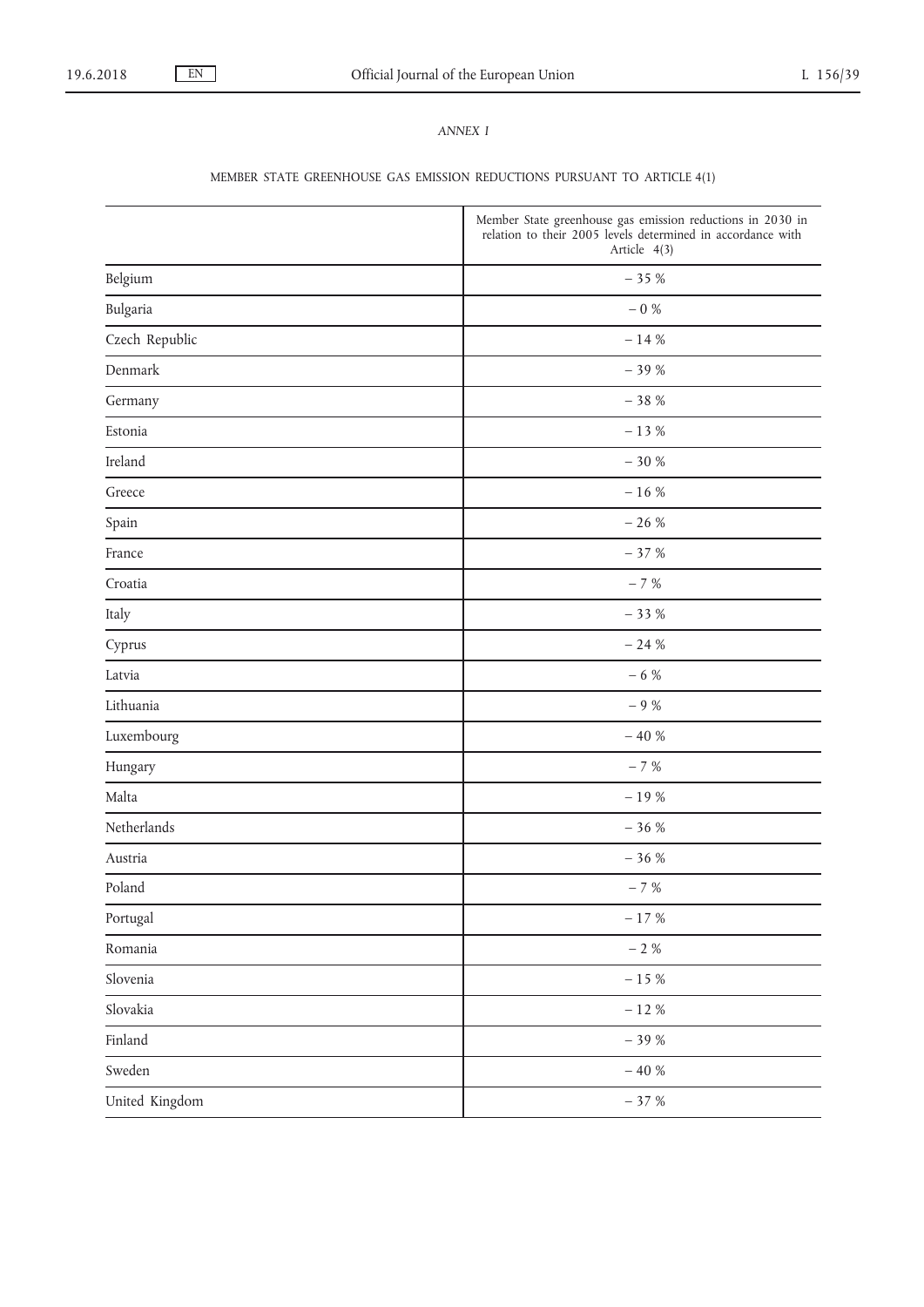*ANNEX I*

MEMBER STATE GREENHOUSE GAS EMISSION REDUCTIONS PURSUANT TO ARTICLE 4(1)

| | Member State greenhouse gas emission reductions in 2030 in relation to their 2005 levels determined in accordance with Article 4(3) |
|---|---|
| Belgium | − 35 % |
| Bulgaria | − 0 % |
| Czech Republic | − 14 % |
| Denmark | − 39 % |
| Germany | − 38 % |
| Estonia | − 13 % |
| Ireland | − 30 % |
| Greece | − 16 % |
| Spain | − 26 % |
| France | − 37 % |
| Croatia | − 7 % |
| Italy | − 33 % |
| Cyprus | − 24 % |
| Latvia | − 6 % |
| Lithuania | − 9 % |
| Luxembourg | − 40 % |
| Hungary | − 7 % |
| Malta | − 19 % |
| Netherlands | − 36 % |
| Austria | − 36 % |
| Poland | − 7 % |
| Portugal | − 17 % |
| Romania | − 2 % |
| Slovenia | − 15 % |
| Slovakia | − 12 % |
| Finland | − 39 % |
| Sweden | − 40 % |
| United Kingdom | − 37 % |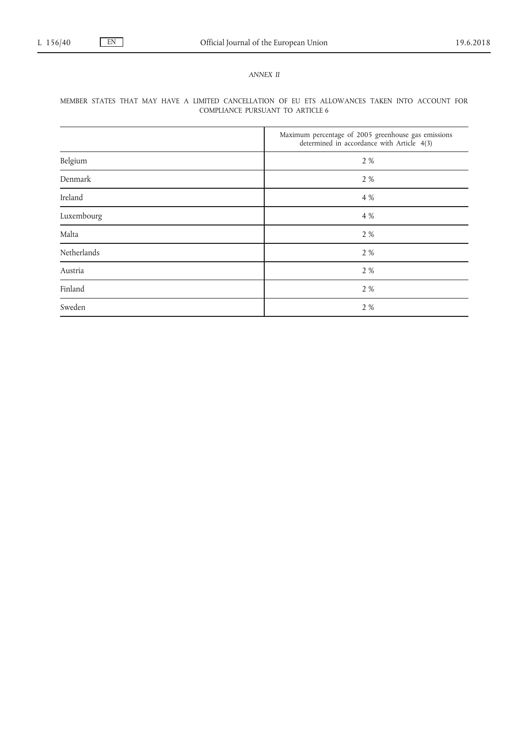*ANNEX II*

MEMBER STATES THAT MAY HAVE A LIMITED CANCELLATION OF EU ETS ALLOWANCES TAKEN INTO ACCOUNT FOR COMPLIANCE PURSUANT TO ARTICLE 6

| | Maximum percentage of 2005 greenhouse gas emissions determined in accordance with Article 4(3) |
|---|---|
| Belgium | 2 % |
| Denmark | 2 % |
| Ireland | 4 % |
| Luxembourg | 4 % |
| Malta | 2 % |
| Netherlands | 2 % |
| Austria | 2 % |
| Finland | 2 % |
| Sweden | 2 % |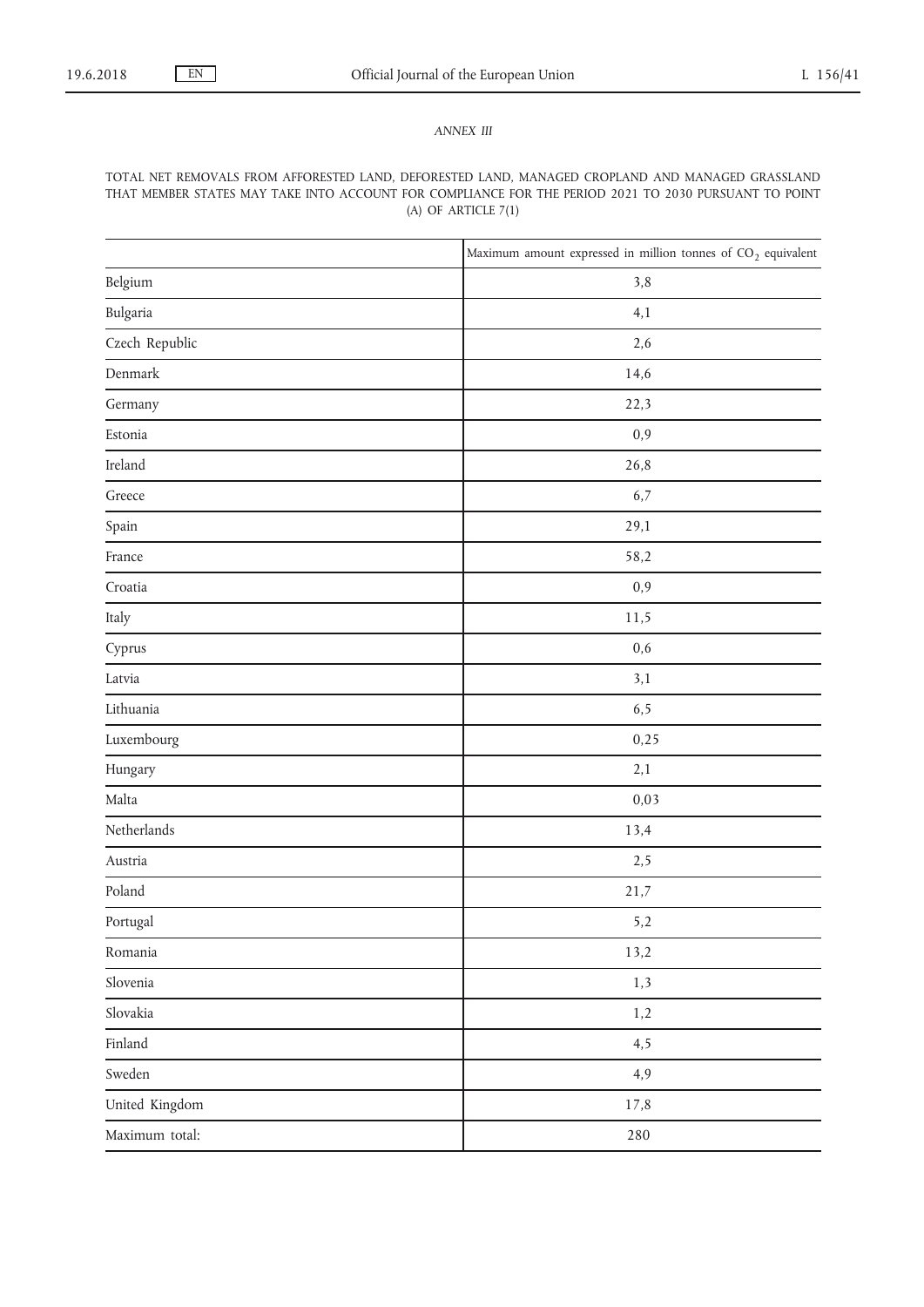*ANNEX III*

TOTAL NET REMOVALS FROM AFFORESTED LAND, DEFORESTED LAND, MANAGED CROPLAND AND MANAGED GRASSLAND THAT MEMBER STATES MAY TAKE INTO ACCOUNT FOR COMPLIANCE FOR THE PERIOD 2021 TO 2030 PURSUANT TO POINT (A) OF ARTICLE 7(1)

| | Maximum amount expressed in million tonnes of $CO_2$ equivalent |
|---|---|
| Belgium | 3,8 |
| Bulgaria | 4,1 |
| Czech Republic | 2,6 |
| Denmark | 14,6 |
| Germany | 22,3 |
| Estonia | 0,9 |
| Ireland | 26,8 |
| Greece | 6,7 |
| Spain | 29,1 |
| France | 58,2 |
| Croatia | 0,9 |
| Italy | 11,5 |
| Cyprus | 0,6 |
| Latvia | 3,1 |
| Lithuania | 6,5 |
| Luxembourg | 0,25 |
| Hungary | 2,1 |
| Malta | 0,03 |
| Netherlands | 13,4 |
| Austria | 2,5 |
| Poland | 21,7 |
| Portugal | 5,2 |
| Romania | 13,2 |
| Slovenia | 1,3 |
| Slovakia | 1,2 |
| Finland | 4,5 |
| Sweden | 4,9 |
| United Kingdom | 17,8 |
| Maximum total: | 280 |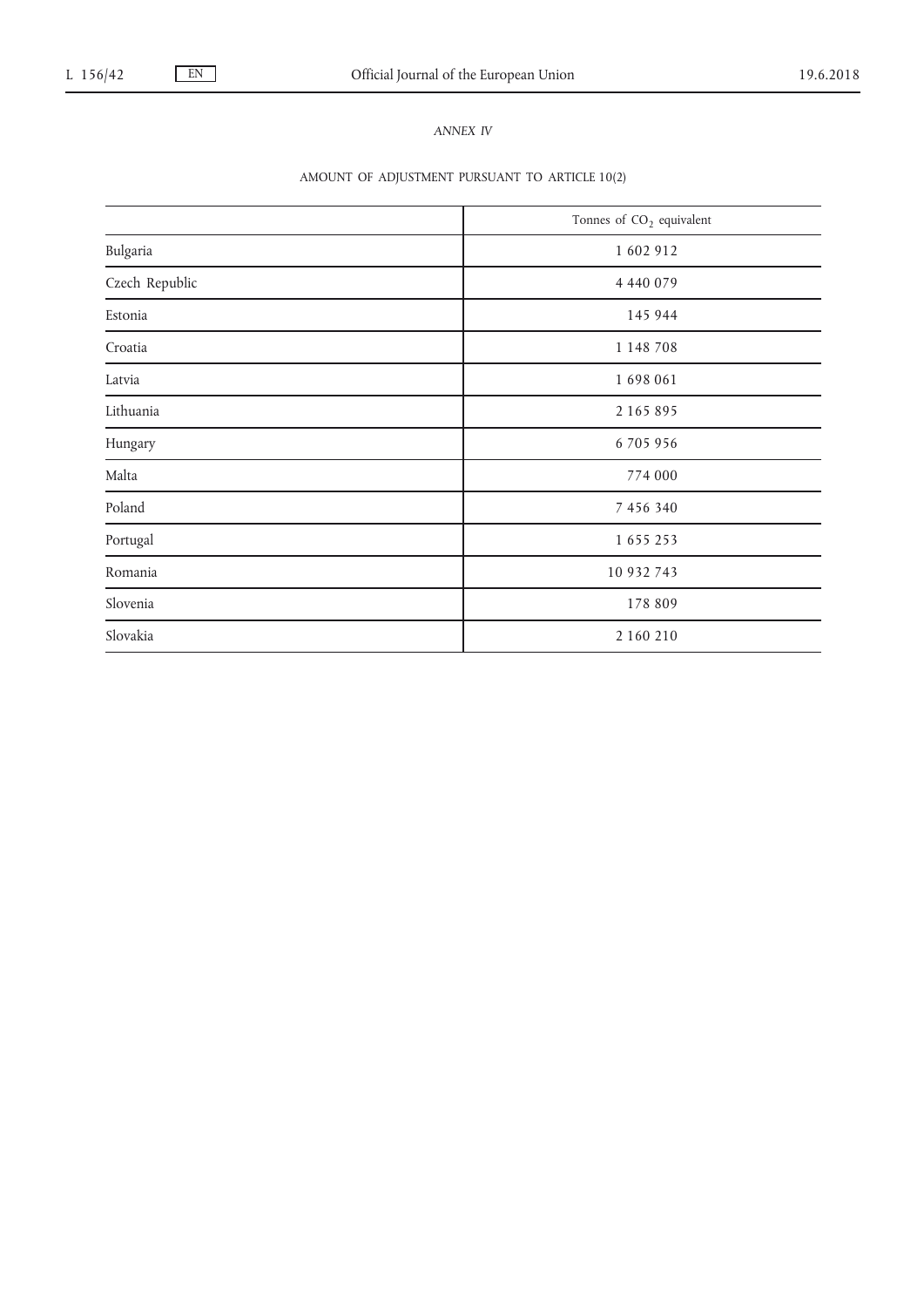*ANNEX IV*

AMOUNT OF ADJUSTMENT PURSUANT TO ARTICLE 10(2)

| | Tonnes of $CO_2$ equivalent |
|---|---|
| Bulgaria | 1 602 912 |
| Czech Republic | 4 440 079 |
| Estonia | 145 944 |
| Croatia | 1 148 708 |
| Latvia | 1 698 061 |
| Lithuania | 2 165 895 |
| Hungary | 6 705 956 |
| Malta | 774 000 |
| Poland | 7 456 340 |
| Portugal | 1 655 253 |
| Romania | 10 932 743 |
| Slovenia | 178 809 |
| Slovakia | 2 160 210 |